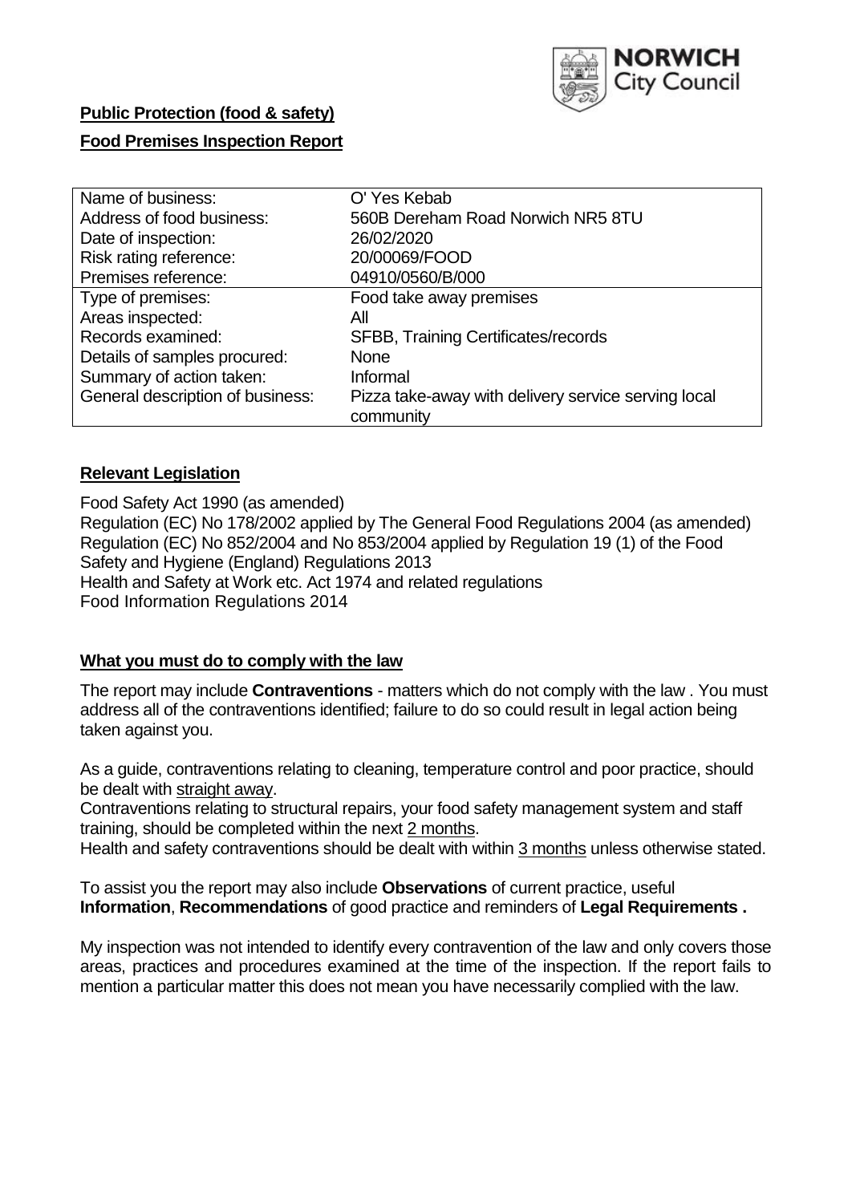NORWICH City Council

**Public Protection (food & safety)**

**Food Premises Inspection Report**

| | |
|---|---|
| Name of business: | O' Yes Kebab |
| Address of food business: | 560B Dereham Road Norwich NR5 8TU |
| Date of inspection: | 26/02/2020 |
| Risk rating reference: | 20/00069/FOOD |
| Premises reference: | 04910/0560/B/000 |
| Type of premises: | Food take away premises |
| Areas inspected: | All |
| Records examined: | SFBB, Training Certificates/records |
| Details of samples procured: | None |
| Summary of action taken: | Informal |
| General description of business: | Pizza take-away with delivery service serving local community |

**Relevant Legislation**

Food Safety Act 1990 (as amended)
Regulation (EC) No 178/2002 applied by The General Food Regulations 2004 (as amended)
Regulation (EC) No 852/2004 and No 853/2004 applied by Regulation 19 (1) of the Food Safety and Hygiene (England) Regulations 2013
Health and Safety at Work etc. Act 1974 and related regulations
Food Information Regulations 2014

**What you must do to comply with the law**

The report may include **Contraventions** - matters which do not comply with the law . You must address all of the contraventions identified; failure to do so could result in legal action being taken against you.

As a guide, contraventions relating to cleaning, temperature control and poor practice, should be dealt with straight away.
Contraventions relating to structural repairs, your food safety management system and staff training, should be completed within the next 2 months.
Health and safety contraventions should be dealt with within 3 months unless otherwise stated.

To assist you the report may also include **Observations** of current practice, useful **Information**, **Recommendations** of good practice and reminders of **Legal Requirements .**

My inspection was not intended to identify every contravention of the law and only covers those areas, practices and procedures examined at the time of the inspection. If the report fails to mention a particular matter this does not mean you have necessarily complied with the law.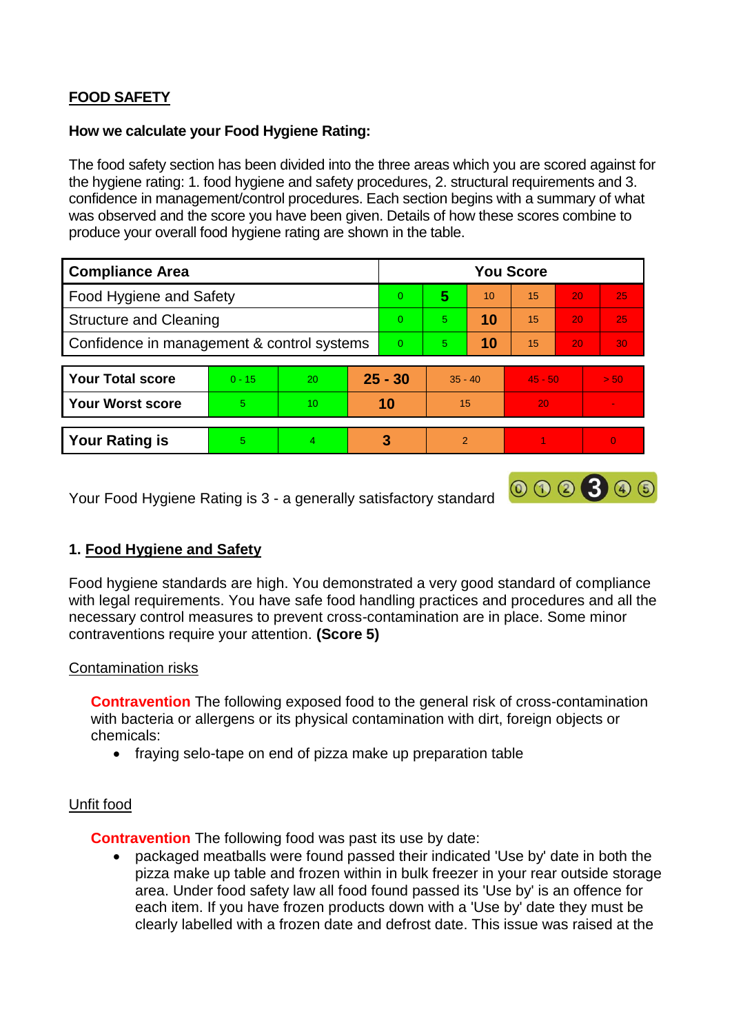## FOOD SAFETY

**How we calculate your Food Hygiene Rating:**

The food safety section has been divided into the three areas which you are scored against for the hygiene rating: 1. food hygiene and safety procedures, 2. structural requirements and 3. confidence in management/control procedures. Each section begins with a summary of what was observed and the score you have been given. Details of how these scores combine to produce your overall food hygiene rating are shown in the table.

| Compliance Area | You Score | | | | | |
|---|---|---|---|---|---|---|
| Food Hygiene and Safety | 0 | **5** | 10 | 15 | 20 | 25 |
| Structure and Cleaning | 0 | 5 | **10** | 15 | 20 | 25 |
| Confidence in management & control systems | 0 | 5 | **10** | 15 | 20 | 30 |

| | | | | | | |
|---|---|---|---|---|---|---|
| **Your Total score** | 0 - 15 | 20 | **25 - 30** | 35 - 40 | 45 - 50 | > 50 |
| **Your Worst score** | 5 | 10 | **10** | 15 | 20 | - |

| | | | | | | |
|---|---|---|---|---|---|---|
| **Your Rating is** | 5 | 4 | **3** | 2 | 1 | 0 |

Your Food Hygiene Rating is 3 - a generally satisfactory standard

### 1. Food Hygiene and Safety

Food hygiene standards are high. You demonstrated a very good standard of compliance with legal requirements. You have safe food handling practices and procedures and all the necessary control measures to prevent cross-contamination are in place. Some minor contraventions require your attention. **(Score 5)**

Contamination risks

**Contravention** The following exposed food to the general risk of cross-contamination with bacteria or allergens or its physical contamination with dirt, foreign objects or chemicals:

- fraying selo-tape on end of pizza make up preparation table

Unfit food

**Contravention** The following food was past its use by date:

- packaged meatballs were found passed their indicated 'Use by' date in both the pizza make up table and frozen within in bulk freezer in your rear outside storage area. Under food safety law all food found passed its 'Use by' is an offence for each item. If you have frozen products down with a 'Use by' date they must be clearly labelled with a frozen date and defrost date. This issue was raised at the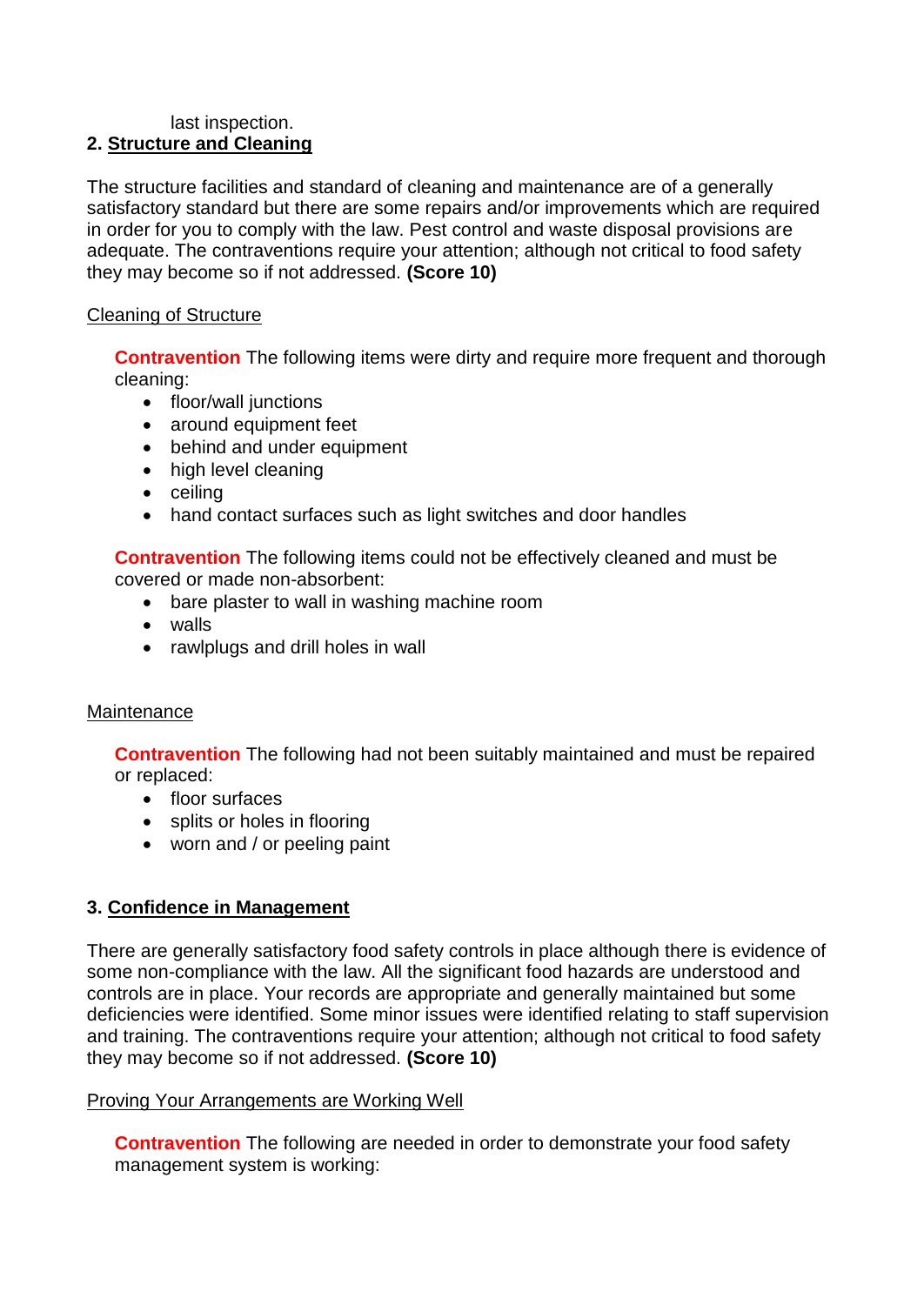last inspection.

## 2. Structure and Cleaning

The structure facilities and standard of cleaning and maintenance are of a generally satisfactory standard but there are some repairs and/or improvements which are required in order for you to comply with the law. Pest control and waste disposal provisions are adequate. The contraventions require your attention; although not critical to food safety they may become so if not addressed. **(Score 10)**

Cleaning of Structure

**Contravention** The following items were dirty and require more frequent and thorough cleaning:

- floor/wall junctions
- around equipment feet
- behind and under equipment
- high level cleaning
- ceiling
- hand contact surfaces such as light switches and door handles

**Contravention** The following items could not be effectively cleaned and must be covered or made non-absorbent:

- bare plaster to wall in washing machine room
- walls
- rawlplugs and drill holes in wall

Maintenance

**Contravention** The following had not been suitably maintained and must be repaired or replaced:

- floor surfaces
- splits or holes in flooring
- worn and / or peeling paint

## 3. Confidence in Management

There are generally satisfactory food safety controls in place although there is evidence of some non-compliance with the law. All the significant food hazards are understood and controls are in place. Your records are appropriate and generally maintained but some deficiencies were identified. Some minor issues were identified relating to staff supervision and training. The contraventions require your attention; although not critical to food safety they may become so if not addressed. **(Score 10)**

Proving Your Arrangements are Working Well

**Contravention** The following are needed in order to demonstrate your food safety management system is working: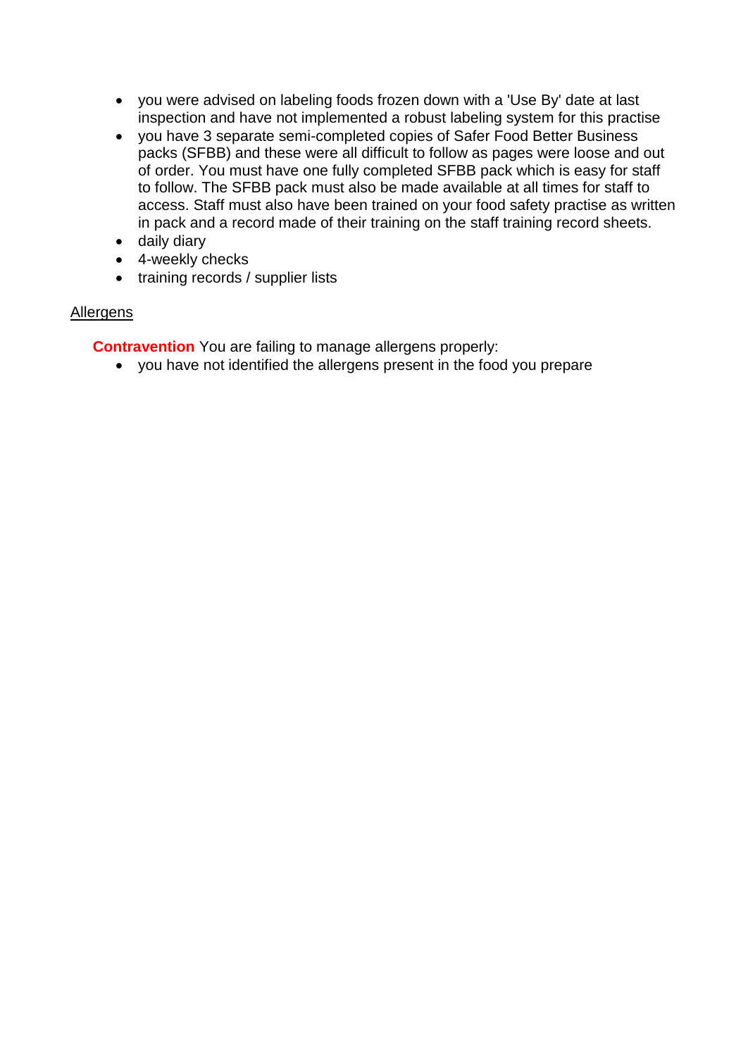- you were advised on labeling foods frozen down with a 'Use By' date at last inspection and have not implemented a robust labeling system for this practise
- you have 3 separate semi-completed copies of Safer Food Better Business packs (SFBB) and these were all difficult to follow as pages were loose and out of order. You must have one fully completed SFBB pack which is easy for staff to follow. The SFBB pack must also be made available at all times for staff to access. Staff must also have been trained on your food safety practise as written in pack and a record made of their training on the staff training record sheets.
- daily diary
- 4-weekly checks
- training records / supplier lists

Allergens

**Contravention** You are failing to manage allergens properly:

- you have not identified the allergens present in the food you prepare